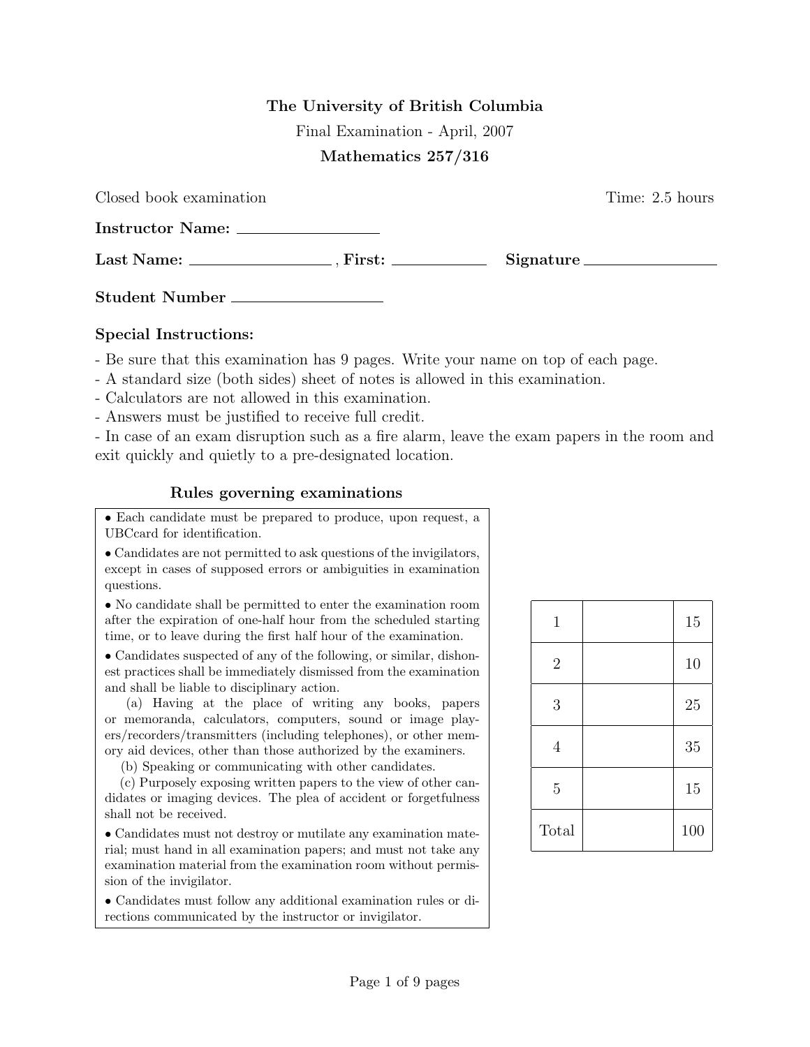**The University of British Columbia**

Final Examination - April, 2007

**Mathematics 257/316**

Closed book examination Time: 2.5 hours

**Instructor Name:** ________________

**Last Name:** ________________ , **First:** ____________ **Signature** ________________

**Student Number** ________________

### Special Instructions:

- Be sure that this examination has 9 pages. Write your name on top of each page.
- A standard size (both sides) sheet of notes is allowed in this examination.
- Calculators are not allowed in this examination.
- Answers must be justified to receive full credit.
- In case of an exam disruption such as a fire alarm, leave the exam papers in the room and exit quickly and quietly to a pre-designated location.

### Rules governing examinations

- Each candidate must be prepared to produce, upon request, a UBCcard for identification.
- Candidates are not permitted to ask questions of the invigilators, except in cases of supposed errors or ambiguities in examination questions.
- No candidate shall be permitted to enter the examination room after the expiration of one-half hour from the scheduled starting time, or to leave during the first half hour of the examination.
- Candidates suspected of any of the following, or similar, dishonest practices shall be immediately dismissed from the examination and shall be liable to disciplinary action.

  (a) Having at the place of writing any books, papers or memoranda, calculators, computers, sound or image players/recorders/transmitters (including telephones), or other memory aid devices, other than those authorized by the examiners.

  (b) Speaking or communicating with other candidates.

  (c) Purposely exposing written papers to the view of other candidates or imaging devices. The plea of accident or forgetfulness shall not be received.
- Candidates must not destroy or mutilate any examination material; must hand in all examination papers; and must not take any examination material from the examination room without permission of the invigilator.
- Candidates must follow any additional examination rules or directions communicated by the instructor or invigilator.

| | | |
|---|---|---|
| 1 | | 15 |
| 2 | | 10 |
| 3 | | 25 |
| 4 | | 35 |
| 5 | | 15 |
| Total | | 100 |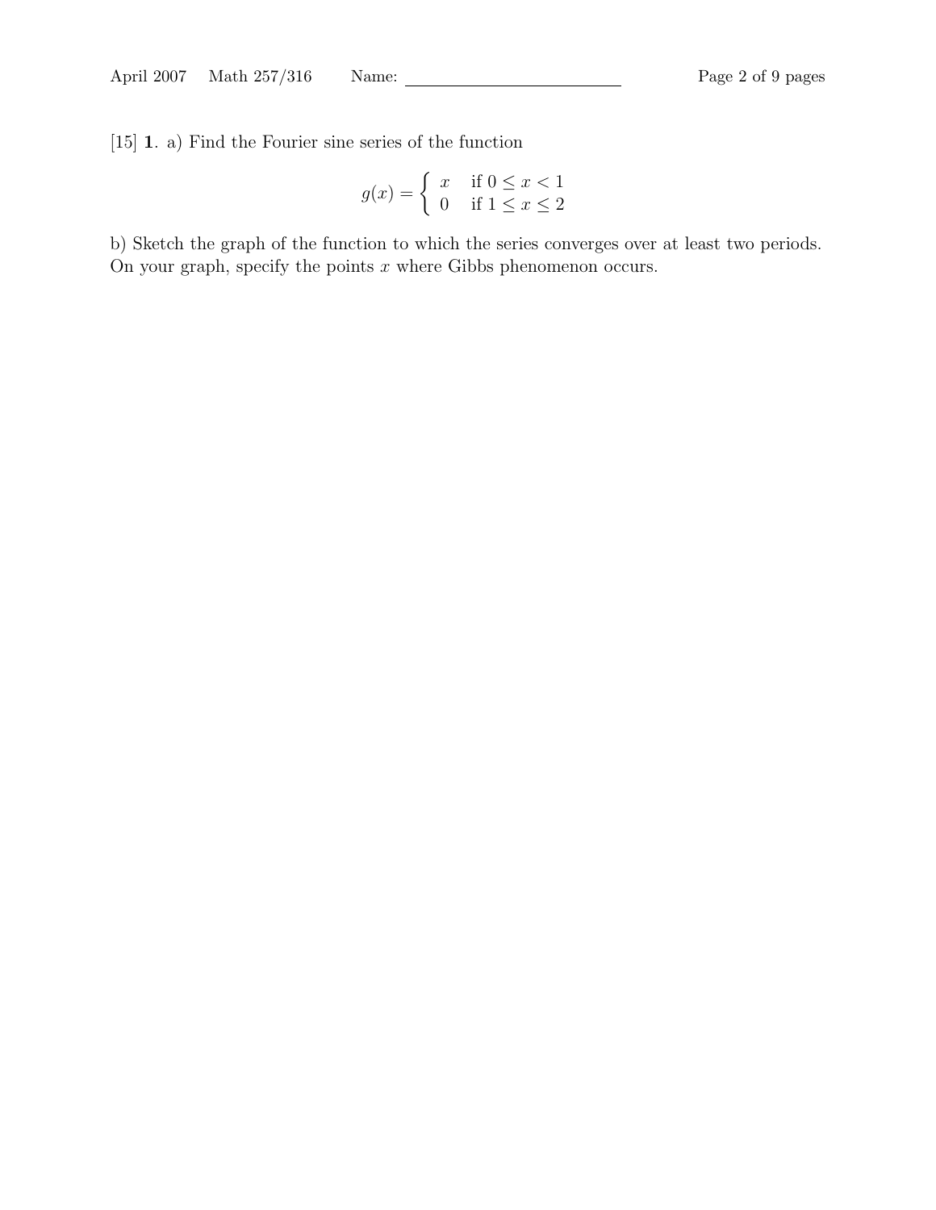[15] **1**. a) Find the Fourier sine series of the function

$$g(x) = \begin{cases} x & \text{if } 0 \le x < 1 \\ 0 & \text{if } 1 \le x \le 2 \end{cases}$$

b) Sketch the graph of the function to which the series converges over at least two periods. On your graph, specify the points $x$ where Gibbs phenomenon occurs.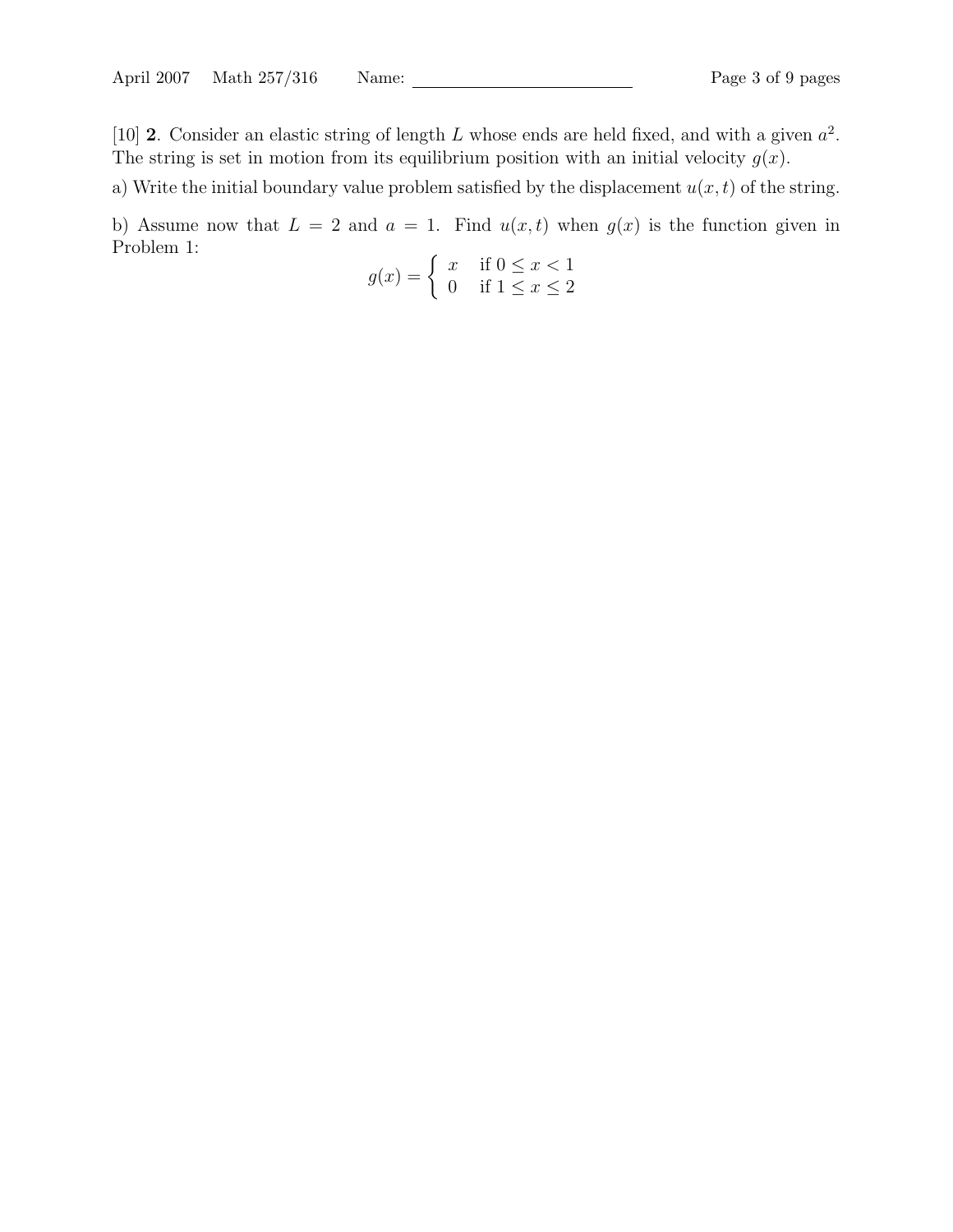[10] **2**. Consider an elastic string of length $L$ whose ends are held fixed, and with a given $a^2$. The string is set in motion from its equilibrium position with an initial velocity $g(x)$.

a) Write the initial boundary value problem satisfied by the displacement $u(x,t)$ of the string.

b) Assume now that $L = 2$ and $a = 1$. Find $u(x,t)$ when $g(x)$ is the function given in Problem 1:

$$g(x) = \begin{cases} x & \text{if } 0 \leq x < 1 \\ 0 & \text{if } 1 \leq x \leq 2 \end{cases}$$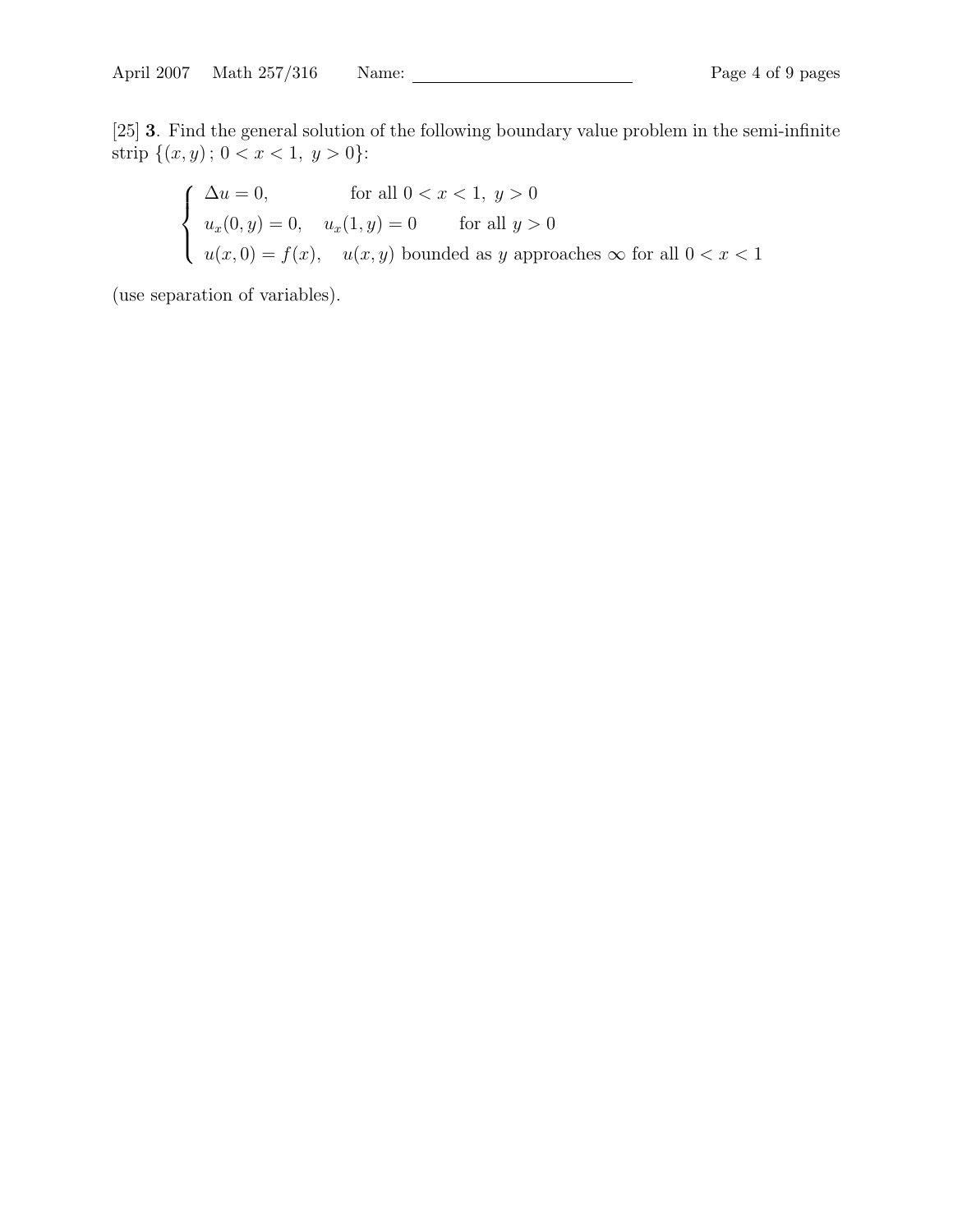[25] **3**. Find the general solution of the following boundary value problem in the semi-infinite strip $\{(x, y)\,;\, 0 < x < 1,\ y > 0\}$:

$$
\begin{cases}
\Delta u = 0, & \text{for all } 0 < x < 1,\ y > 0 \\
u_x(0, y) = 0, \quad u_x(1, y) = 0 & \text{for all } y > 0 \\
u(x, 0) = f(x), \quad u(x, y) \text{ bounded as } y \text{ approaches } \infty \text{ for all } 0 < x < 1
\end{cases}
$$

(use separation of variables).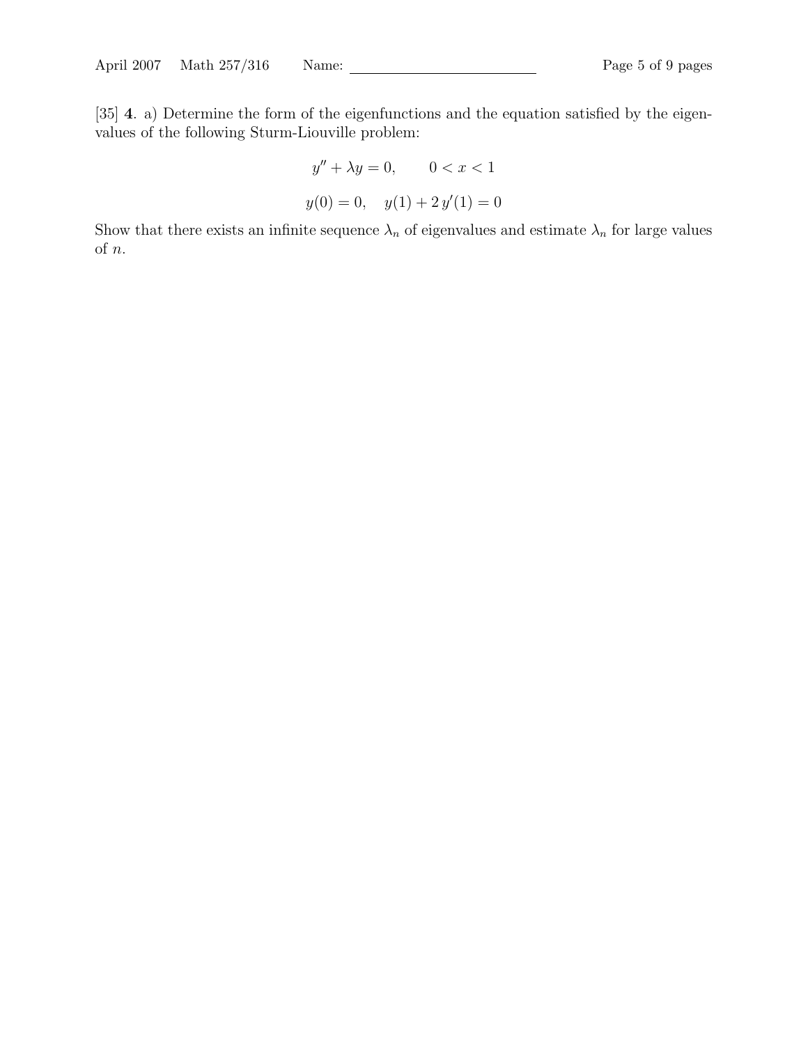[35] **4**. a) Determine the form of the eigenfunctions and the equation satisfied by the eigenvalues of the following Sturm-Liouville problem:

$$y'' + \lambda y = 0, \qquad 0 < x < 1$$

$$y(0) = 0, \quad y(1) + 2\,y'(1) = 0$$

Show that there exists an infinite sequence $\lambda_n$ of eigenvalues and estimate $\lambda_n$ for large values of $n$.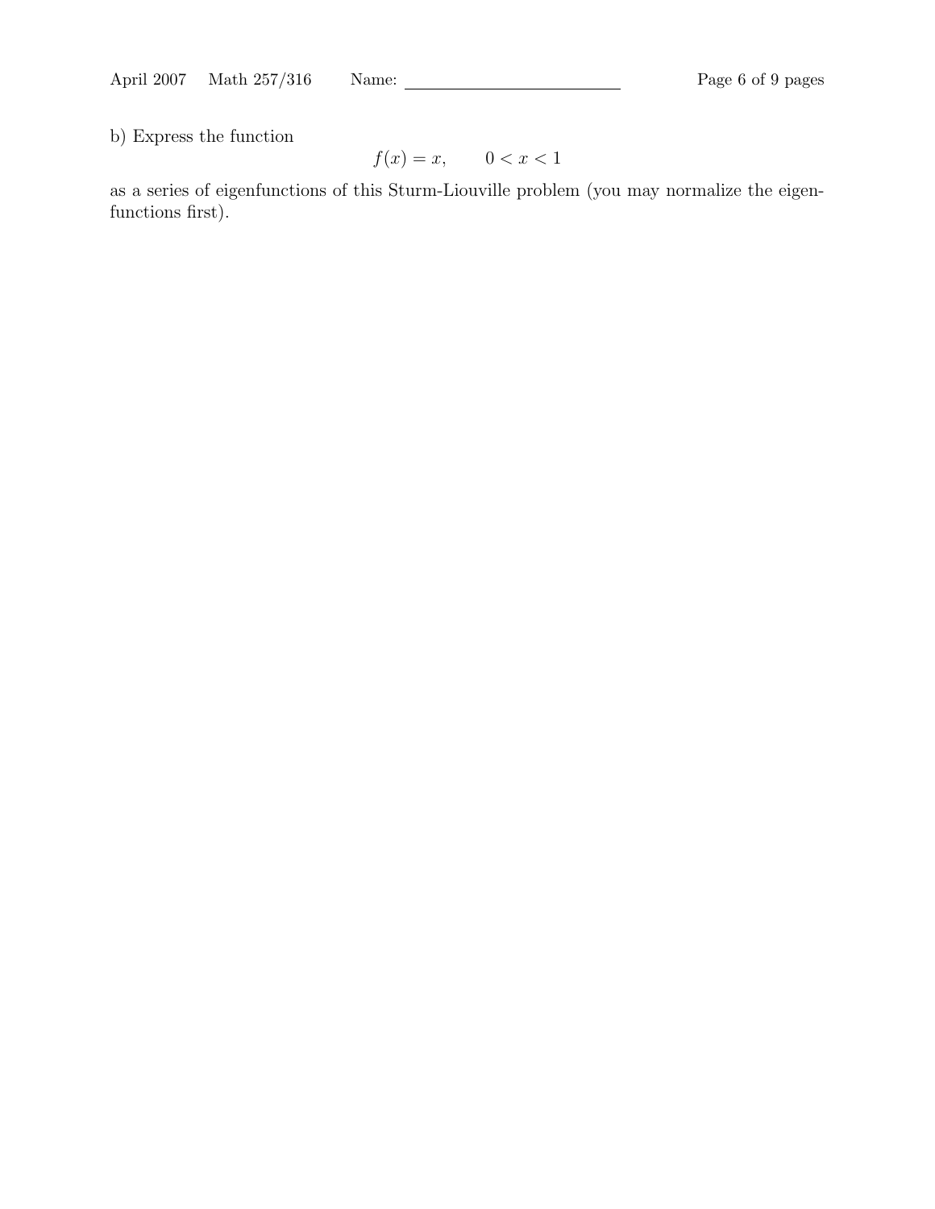b) Express the function

$$f(x) = x, \qquad 0 < x < 1$$

as a series of eigenfunctions of this Sturm-Liouville problem (you may normalize the eigenfunctions first).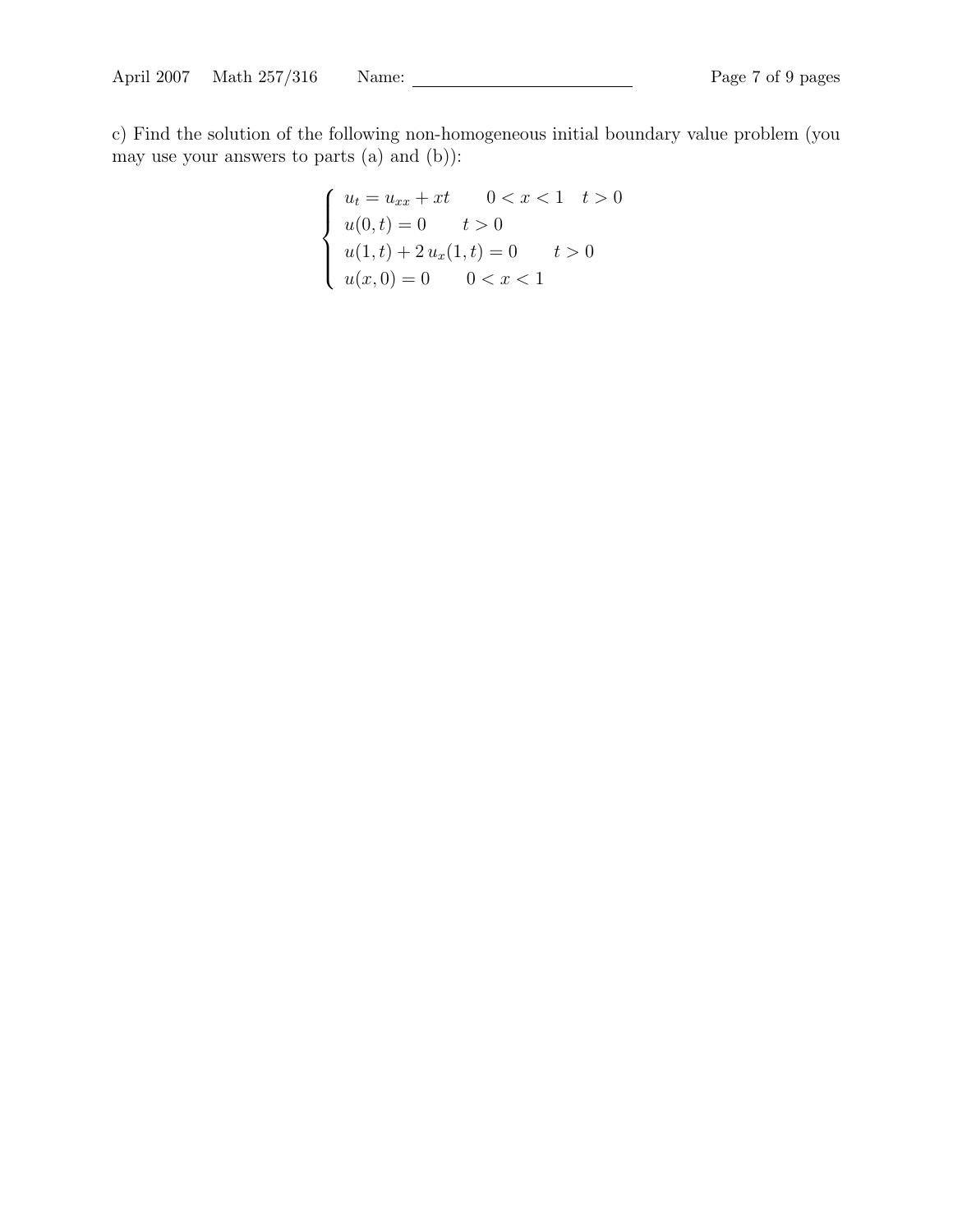c) Find the solution of the following non-homogeneous initial boundary value problem (you may use your answers to parts (a) and (b)):

$$
\begin{cases}
u_t = u_{xx} + xt & 0 < x < 1 \quad t > 0 \\
u(0,t) = 0 & t > 0 \\
u(1,t) + 2\, u_x(1,t) = 0 & t > 0 \\
u(x,0) = 0 & 0 < x < 1
\end{cases}
$$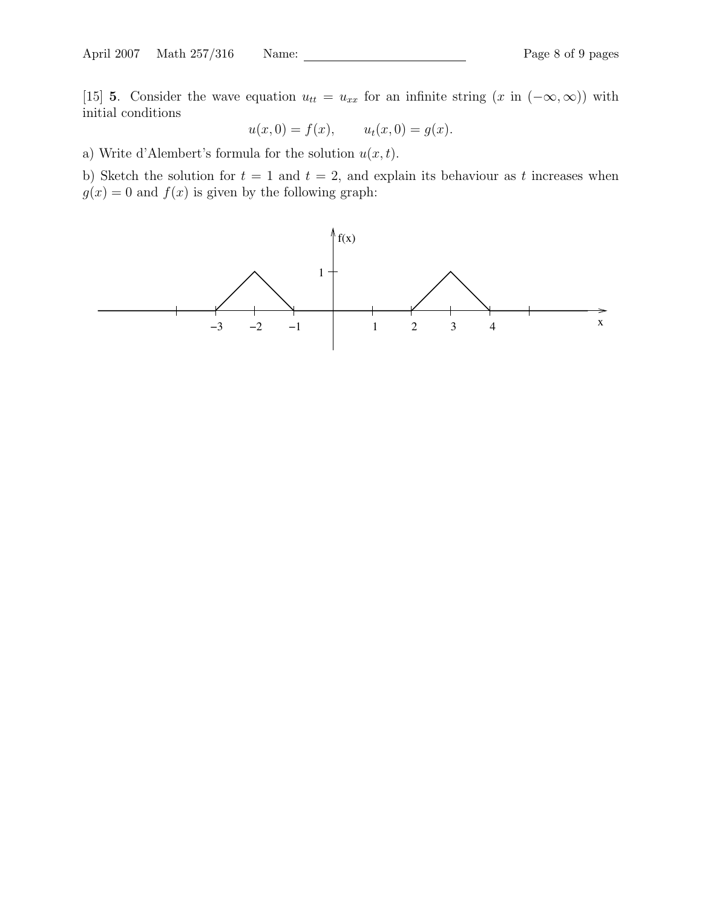[15] **5**. Consider the wave equation $u_{tt} = u_{xx}$ for an infinite string ($x$ in $(-\infty, \infty)$) with initial conditions

$$u(x,0) = f(x), \qquad u_t(x,0) = g(x).$$

a) Write d'Alembert's formula for the solution $u(x,t)$.

b) Sketch the solution for $t = 1$ and $t = 2$, and explain its behaviour as $t$ increases when $g(x) = 0$ and $f(x)$ is given by the following graph: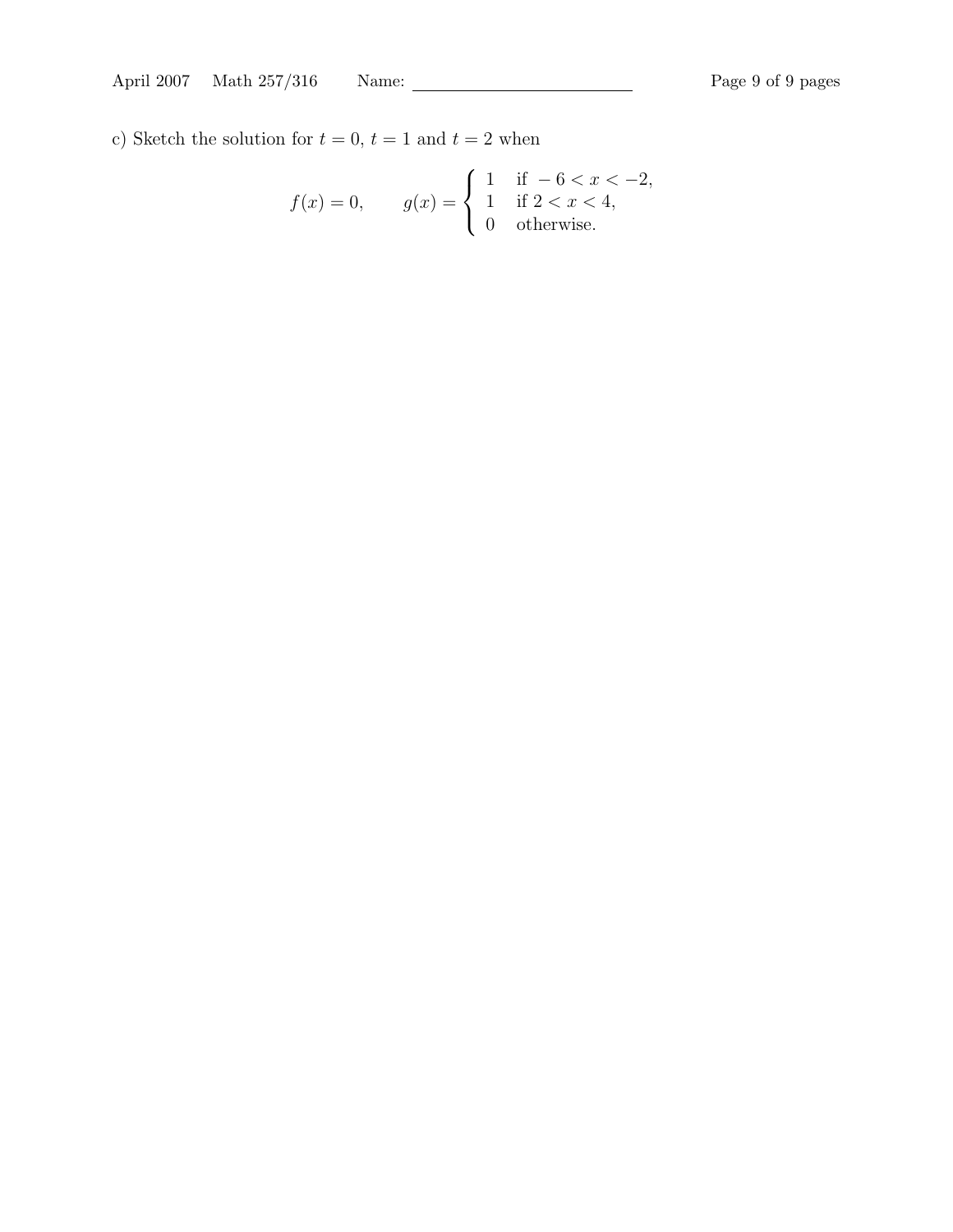c) Sketch the solution for $t = 0$, $t = 1$ and $t = 2$ when

$$f(x) = 0, \qquad g(x) = \begin{cases} 1 & \text{if } -6 < x < -2, \\ 1 & \text{if } 2 < x < 4, \\ 0 & \text{otherwise.} \end{cases}$$